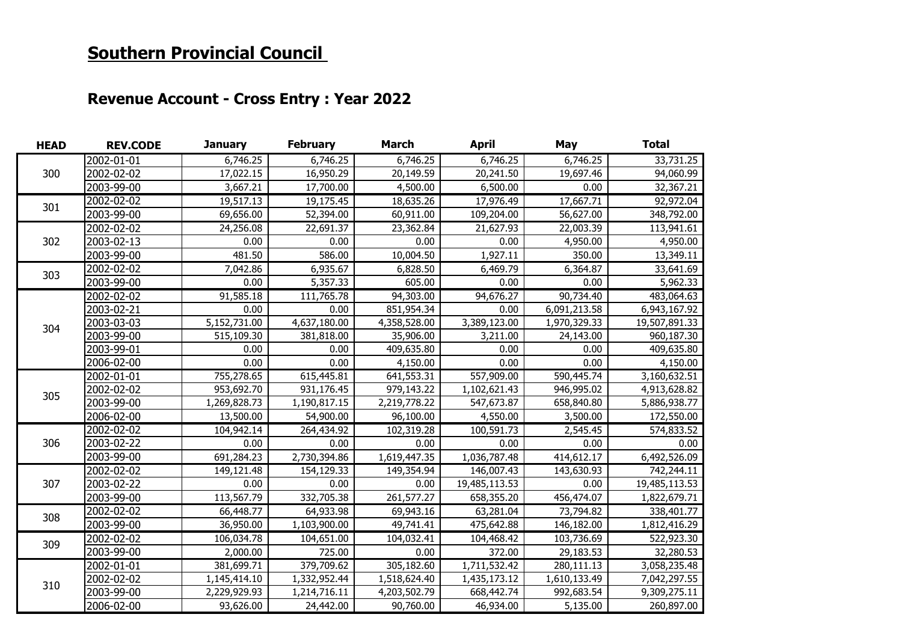# Southern Provincial Council

## Revenue Account - Cross Entry : Year 2022

| HEAD | REV.CODE | January | February | March | April | May | Total |
|---|---|---|---|---|---|---|---|
| 300 | 2002-01-01 | 6,746.25 | 6,746.25 | 6,746.25 | 6,746.25 | 6,746.25 | 33,731.25 |
| | 2002-02-02 | 17,022.15 | 16,950.29 | 20,149.59 | 20,241.50 | 19,697.46 | 94,060.99 |
| | 2003-99-00 | 3,667.21 | 17,700.00 | 4,500.00 | 6,500.00 | 0.00 | 32,367.21 |
| 301 | 2002-02-02 | 19,517.13 | 19,175.45 | 18,635.26 | 17,976.49 | 17,667.71 | 92,972.04 |
| | 2003-99-00 | 69,656.00 | 52,394.00 | 60,911.00 | 109,204.00 | 56,627.00 | 348,792.00 |
| 302 | 2002-02-02 | 24,256.08 | 22,691.37 | 23,362.84 | 21,627.93 | 22,003.39 | 113,941.61 |
| | 2003-02-13 | 0.00 | 0.00 | 0.00 | 0.00 | 4,950.00 | 4,950.00 |
| | 2003-99-00 | 481.50 | 586.00 | 10,004.50 | 1,927.11 | 350.00 | 13,349.11 |
| 303 | 2002-02-02 | 7,042.86 | 6,935.67 | 6,828.50 | 6,469.79 | 6,364.87 | 33,641.69 |
| | 2003-99-00 | 0.00 | 5,357.33 | 605.00 | 0.00 | 0.00 | 5,962.33 |
| 304 | 2002-02-02 | 91,585.18 | 111,765.78 | 94,303.00 | 94,676.27 | 90,734.40 | 483,064.63 |
| | 2003-02-21 | 0.00 | 0.00 | 851,954.34 | 0.00 | 6,091,213.58 | 6,943,167.92 |
| | 2003-03-03 | 5,152,731.00 | 4,637,180.00 | 4,358,528.00 | 3,389,123.00 | 1,970,329.33 | 19,507,891.33 |
| | 2003-99-00 | 515,109.30 | 381,818.00 | 35,906.00 | 3,211.00 | 24,143.00 | 960,187.30 |
| | 2003-99-01 | 0.00 | 0.00 | 409,635.80 | 0.00 | 0.00 | 409,635.80 |
| | 2006-02-00 | 0.00 | 0.00 | 4,150.00 | 0.00 | 0.00 | 4,150.00 |
| 305 | 2002-01-01 | 755,278.65 | 615,445.81 | 641,553.31 | 557,909.00 | 590,445.74 | 3,160,632.51 |
| | 2002-02-02 | 953,692.70 | 931,176.45 | 979,143.22 | 1,102,621.43 | 946,995.02 | 4,913,628.82 |
| | 2003-99-00 | 1,269,828.73 | 1,190,817.15 | 2,219,778.22 | 547,673.87 | 658,840.80 | 5,886,938.77 |
| | 2006-02-00 | 13,500.00 | 54,900.00 | 96,100.00 | 4,550.00 | 3,500.00 | 172,550.00 |
| 306 | 2002-02-02 | 104,942.14 | 264,434.92 | 102,319.28 | 100,591.73 | 2,545.45 | 574,833.52 |
| | 2003-02-22 | 0.00 | 0.00 | 0.00 | 0.00 | 0.00 | 0.00 |
| | 2003-99-00 | 691,284.23 | 2,730,394.86 | 1,619,447.35 | 1,036,787.48 | 414,612.17 | 6,492,526.09 |
| 307 | 2002-02-02 | 149,121.48 | 154,129.33 | 149,354.94 | 146,007.43 | 143,630.93 | 742,244.11 |
| | 2003-02-22 | 0.00 | 0.00 | 0.00 | 19,485,113.53 | 0.00 | 19,485,113.53 |
| | 2003-99-00 | 113,567.79 | 332,705.38 | 261,577.27 | 658,355.20 | 456,474.07 | 1,822,679.71 |
| 308 | 2002-02-02 | 66,448.77 | 64,933.98 | 69,943.16 | 63,281.04 | 73,794.82 | 338,401.77 |
| | 2003-99-00 | 36,950.00 | 1,103,900.00 | 49,741.41 | 475,642.88 | 146,182.00 | 1,812,416.29 |
| 309 | 2002-02-02 | 106,034.78 | 104,651.00 | 104,032.41 | 104,468.42 | 103,736.69 | 522,923.30 |
| | 2003-99-00 | 2,000.00 | 725.00 | 0.00 | 372.00 | 29,183.53 | 32,280.53 |
| 310 | 2002-01-01 | 381,699.71 | 379,709.62 | 305,182.60 | 1,711,532.42 | 280,111.13 | 3,058,235.48 |
| | 2002-02-02 | 1,145,414.10 | 1,332,952.44 | 1,518,624.40 | 1,435,173.12 | 1,610,133.49 | 7,042,297.55 |
| | 2003-99-00 | 2,229,929.93 | 1,214,716.11 | 4,203,502.79 | 668,442.74 | 992,683.54 | 9,309,275.11 |
| | 2006-02-00 | 93,626.00 | 24,442.00 | 90,760.00 | 46,934.00 | 5,135.00 | 260,897.00 |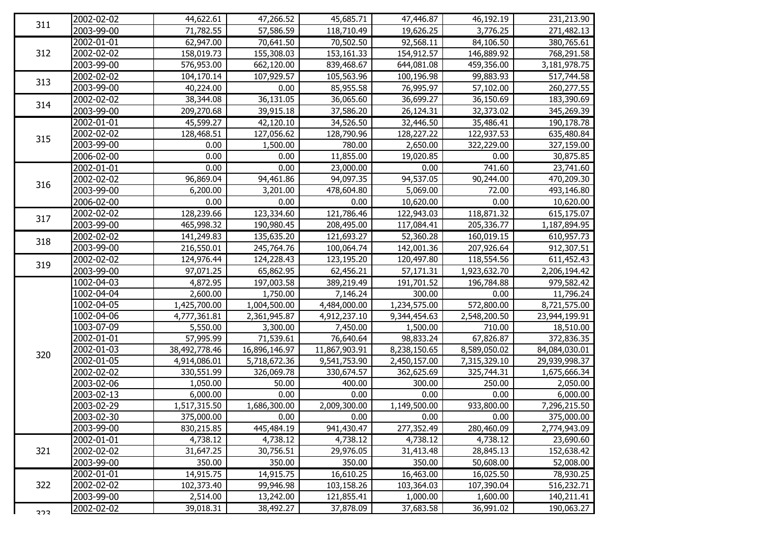| | | | | | | | |
|---|---|---|---|---|---|---|---|
| 311 | 2002-02-02 | 44,622.61 | 47,266.52 | 45,685.71 | 47,446.87 | 46,192.19 | 231,213.90 |
| | 2003-99-00 | 71,782.55 | 57,586.59 | 118,710.49 | 19,626.25 | 3,776.25 | 271,482.13 |
| 312 | 2002-01-01 | 62,947.00 | 70,641.50 | 70,502.50 | 92,568.11 | 84,106.50 | 380,765.61 |
| | 2002-02-02 | 158,019.73 | 155,308.03 | 153,161.33 | 154,912.57 | 146,889.92 | 768,291.58 |
| | 2003-99-00 | 576,953.00 | 662,120.00 | 839,468.67 | 644,081.08 | 459,356.00 | 3,181,978.75 |
| 313 | 2002-02-02 | 104,170.14 | 107,929.57 | 105,563.96 | 100,196.98 | 99,883.93 | 517,744.58 |
| | 2003-99-00 | 40,224.00 | 0.00 | 85,955.58 | 76,995.97 | 57,102.00 | 260,277.55 |
| 314 | 2002-02-02 | 38,344.08 | 36,131.05 | 36,065.60 | 36,699.27 | 36,150.69 | 183,390.69 |
| | 2003-99-00 | 209,270.68 | 39,915.18 | 37,586.20 | 26,124.31 | 32,373.02 | 345,269.39 |
| 315 | 2002-01-01 | 45,599.27 | 42,120.10 | 34,526.50 | 32,446.50 | 35,486.41 | 190,178.78 |
| | 2002-02-02 | 128,468.51 | 127,056.62 | 128,790.96 | 128,227.22 | 122,937.53 | 635,480.84 |
| | 2003-99-00 | 0.00 | 1,500.00 | 780.00 | 2,650.00 | 322,229.00 | 327,159.00 |
| | 2006-02-00 | 0.00 | 0.00 | 11,855.00 | 19,020.85 | 0.00 | 30,875.85 |
| 316 | 2002-01-01 | 0.00 | 0.00 | 23,000.00 | 0.00 | 741.60 | 23,741.60 |
| | 2002-02-02 | 96,869.04 | 94,461.86 | 94,097.35 | 94,537.05 | 90,244.00 | 470,209.30 |
| | 2003-99-00 | 6,200.00 | 3,201.00 | 478,604.80 | 5,069.00 | 72.00 | 493,146.80 |
| | 2006-02-00 | 0.00 | 0.00 | 0.00 | 10,620.00 | 0.00 | 10,620.00 |
| 317 | 2002-02-02 | 128,239.66 | 123,334.60 | 121,786.46 | 122,943.03 | 118,871.32 | 615,175.07 |
| | 2003-99-00 | 465,998.32 | 190,980.45 | 208,495.00 | 117,084.41 | 205,336.77 | 1,187,894.95 |
| 318 | 2002-02-02 | 141,249.83 | 135,635.20 | 121,693.27 | 52,360.28 | 160,019.15 | 610,957.73 |
| | 2003-99-00 | 216,550.01 | 245,764.76 | 100,064.74 | 142,001.36 | 207,926.64 | 912,307.51 |
| 319 | 2002-02-02 | 124,976.44 | 124,228.43 | 123,195.20 | 120,497.80 | 118,554.56 | 611,452.43 |
| | 2003-99-00 | 97,071.25 | 65,862.95 | 62,456.21 | 57,171.31 | 1,923,632.70 | 2,206,194.42 |
| 320 | 1002-04-03 | 4,872.95 | 197,003.58 | 389,219.49 | 191,701.52 | 196,784.88 | 979,582.42 |
| | 1002-04-04 | 2,600.00 | 1,750.00 | 7,146.24 | 300.00 | 0.00 | 11,796.24 |
| | 1002-04-05 | 1,425,700.00 | 1,004,500.00 | 4,484,000.00 | 1,234,575.00 | 572,800.00 | 8,721,575.00 |
| | 1002-04-06 | 4,777,361.81 | 2,361,945.87 | 4,912,237.10 | 9,344,454.63 | 2,548,200.50 | 23,944,199.91 |
| | 1003-07-09 | 5,550.00 | 3,300.00 | 7,450.00 | 1,500.00 | 710.00 | 18,510.00 |
| | 2002-01-01 | 57,995.99 | 71,539.61 | 76,640.64 | 98,833.24 | 67,826.87 | 372,836.35 |
| | 2002-01-03 | 38,492,778.46 | 16,896,146.97 | 11,867,903.91 | 8,238,150.65 | 8,589,050.02 | 84,084,030.01 |
| | 2002-01-05 | 4,914,086.01 | 5,718,672.36 | 9,541,753.90 | 2,450,157.00 | 7,315,329.10 | 29,939,998.37 |
| | 2002-02-02 | 330,551.99 | 326,069.78 | 330,674.57 | 362,625.69 | 325,744.31 | 1,675,666.34 |
| | 2003-02-06 | 1,050.00 | 50.00 | 400.00 | 300.00 | 250.00 | 2,050.00 |
| | 2003-02-13 | 6,000.00 | 0.00 | 0.00 | 0.00 | 0.00 | 6,000.00 |
| | 2003-02-29 | 1,517,315.50 | 1,686,300.00 | 2,009,300.00 | 1,149,500.00 | 933,800.00 | 7,296,215.50 |
| | 2003-02-30 | 375,000.00 | 0.00 | 0.00 | 0.00 | 0.00 | 375,000.00 |
| | 2003-99-00 | 830,215.85 | 445,484.19 | 941,430.47 | 277,352.49 | 280,460.09 | 2,774,943.09 |
| 321 | 2002-01-01 | 4,738.12 | 4,738.12 | 4,738.12 | 4,738.12 | 4,738.12 | 23,690.60 |
| | 2002-02-02 | 31,647.25 | 30,756.51 | 29,976.05 | 31,413.48 | 28,845.13 | 152,638.42 |
| | 2003-99-00 | 350.00 | 350.00 | 350.00 | 350.00 | 50,608.00 | 52,008.00 |
| 322 | 2002-01-01 | 14,915.75 | 14,915.75 | 16,610.25 | 16,463.00 | 16,025.50 | 78,930.25 |
| | 2002-02-02 | 102,373.40 | 99,946.98 | 103,158.26 | 103,364.03 | 107,390.04 | 516,232.71 |
| | 2003-99-00 | 2,514.00 | 13,242.00 | 121,855.41 | 1,000.00 | 1,600.00 | 140,211.41 |
| 323 | 2002-02-02 | 39,018.31 | 38,492.27 | 37,878.09 | 37,683.58 | 36,991.02 | 190,063.27 |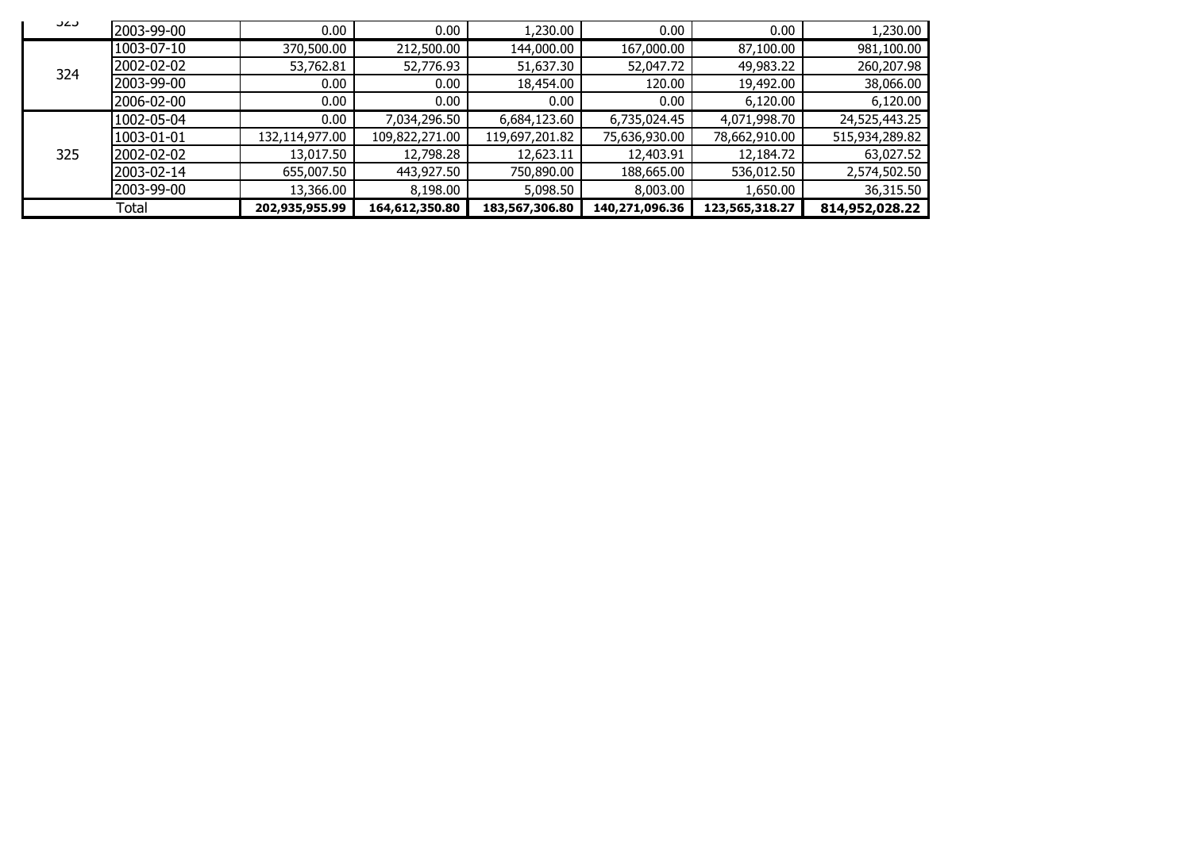| | | | | | | | |
|---|---|---|---|---|---|---|---|
| 323 | 2003-99-00 | 0.00 | 0.00 | 1,230.00 | 0.00 | 0.00 | 1,230.00 |
| 324 | 1003-07-10 | 370,500.00 | 212,500.00 | 144,000.00 | 167,000.00 | 87,100.00 | 981,100.00 |
| | 2002-02-02 | 53,762.81 | 52,776.93 | 51,637.30 | 52,047.72 | 49,983.22 | 260,207.98 |
| | 2003-99-00 | 0.00 | 0.00 | 18,454.00 | 120.00 | 19,492.00 | 38,066.00 |
| | 2006-02-00 | 0.00 | 0.00 | 0.00 | 0.00 | 6,120.00 | 6,120.00 |
| 325 | 1002-05-04 | 0.00 | 7,034,296.50 | 6,684,123.60 | 6,735,024.45 | 4,071,998.70 | 24,525,443.25 |
| | 1003-01-01 | 132,114,977.00 | 109,822,271.00 | 119,697,201.82 | 75,636,930.00 | 78,662,910.00 | 515,934,289.82 |
| | 2002-02-02 | 13,017.50 | 12,798.28 | 12,623.11 | 12,403.91 | 12,184.72 | 63,027.52 |
| | 2003-02-14 | 655,007.50 | 443,927.50 | 750,890.00 | 188,665.00 | 536,012.50 | 2,574,502.50 |
| | 2003-99-00 | 13,366.00 | 8,198.00 | 5,098.50 | 8,003.00 | 1,650.00 | 36,315.50 |
| Total | | **202,935,955.99** | **164,612,350.80** | **183,567,306.80** | **140,271,096.36** | **123,565,318.27** | **814,952,028.22** |